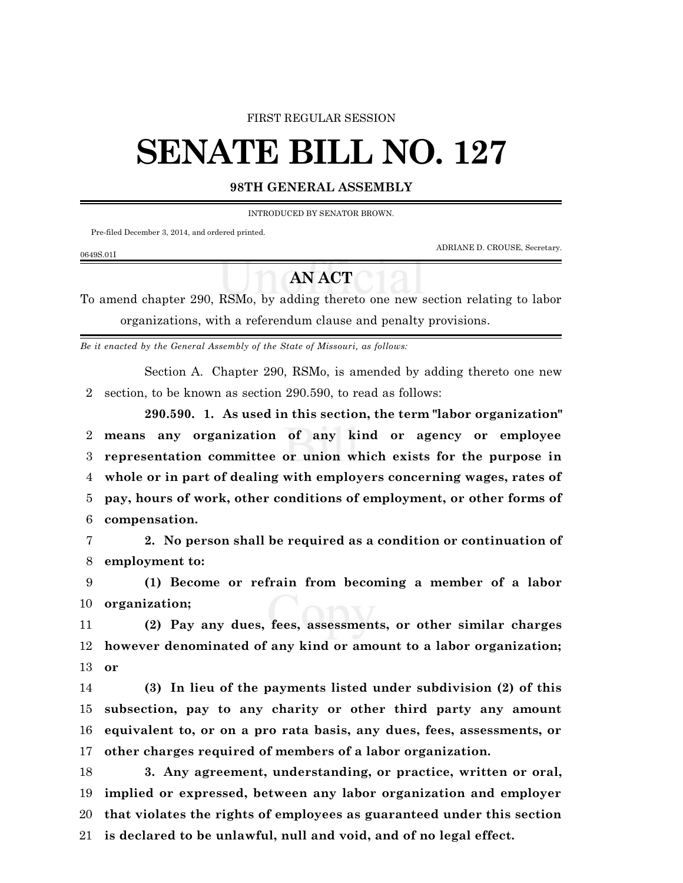FIRST REGULAR SESSION

# SENATE BILL NO. 127

**98TH GENERAL ASSEMBLY**

INTRODUCED BY SENATOR BROWN.

Pre-filed December 3, 2014, and ordered printed.

ADRIANE D. CROUSE, Secretary.

0649S.01I

## AN ACT

To amend chapter 290, RSMo, by adding thereto one new section relating to labor organizations, with a referendum clause and penalty provisions.

*Be it enacted by the General Assembly of the State of Missouri, as follows:*

Section A. Chapter 290, RSMo, is amended by adding thereto one new section, to be known as section 290.590, to read as follows:

**290.590. 1. As used in this section, the term "labor organization" means any organization of any kind or agency or employee representation committee or union which exists for the purpose in whole or in part of dealing with employers concerning wages, rates of pay, hours of work, other conditions of employment, or other forms of compensation.**

**2. No person shall be required as a condition or continuation of employment to:**

**(1) Become or refrain from becoming a member of a labor organization;**

**(2) Pay any dues, fees, assessments, or other similar charges however denominated of any kind or amount to a labor organization; or**

**(3) In lieu of the payments listed under subdivision (2) of this subsection, pay to any charity or other third party any amount equivalent to, or on a pro rata basis, any dues, fees, assessments, or other charges required of members of a labor organization.**

**3. Any agreement, understanding, or practice, written or oral, implied or expressed, between any labor organization and employer that violates the rights of employees as guaranteed under this section is declared to be unlawful, null and void, and of no legal effect.**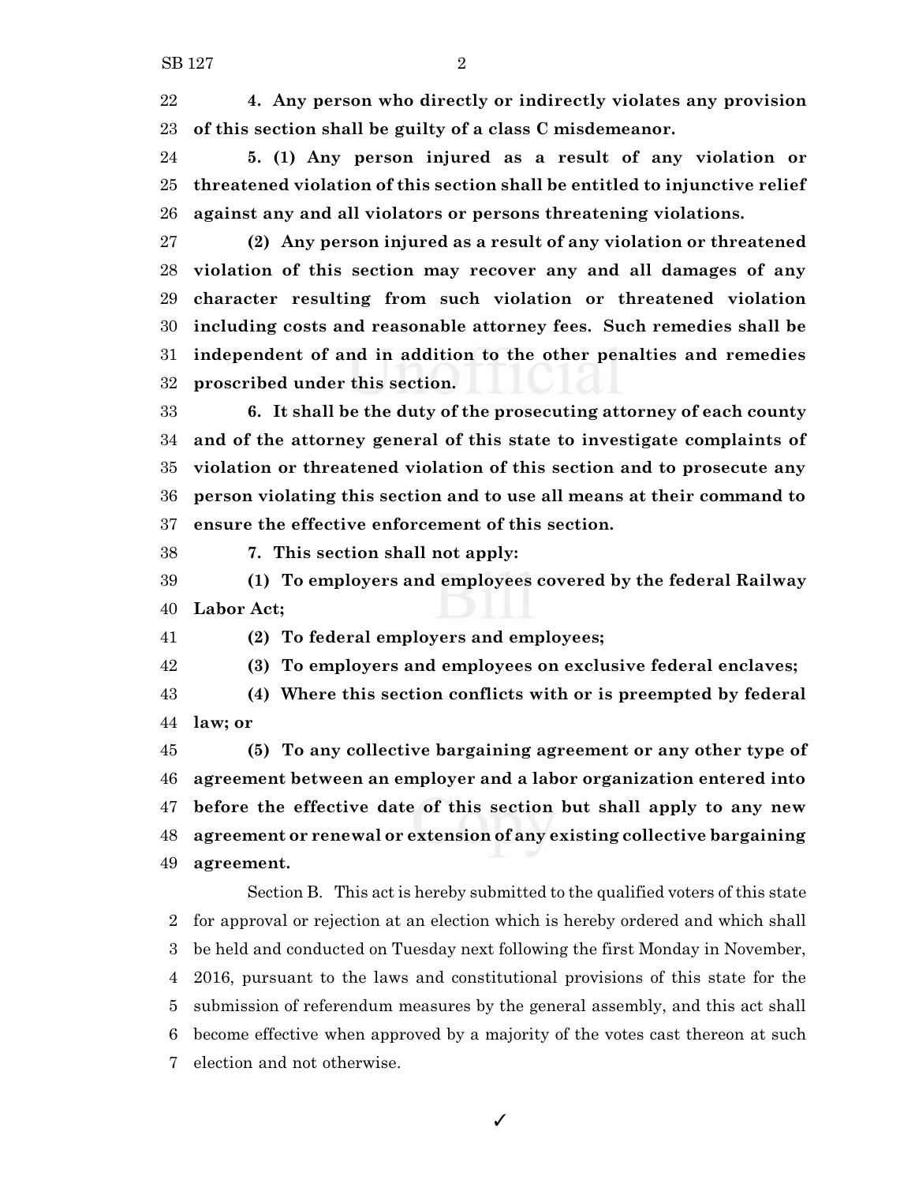**4. Any person who directly or indirectly violates any provision of this section shall be guilty of a class C misdemeanor.**

**5. (1) Any person injured as a result of any violation or threatened violation of this section shall be entitled to injunctive relief against any and all violators or persons threatening violations.**

**(2) Any person injured as a result of any violation or threatened violation of this section may recover any and all damages of any character resulting from such violation or threatened violation including costs and reasonable attorney fees. Such remedies shall be independent of and in addition to the other penalties and remedies proscribed under this section.**

**6. It shall be the duty of the prosecuting attorney of each county and of the attorney general of this state to investigate complaints of violation or threatened violation of this section and to prosecute any person violating this section and to use all means at their command to ensure the effective enforcement of this section.**

**7. This section shall not apply:**

**(1) To employers and employees covered by the federal Railway Labor Act;**

**(2) To federal employers and employees;**

**(3) To employers and employees on exclusive federal enclaves;**

**(4) Where this section conflicts with or is preempted by federal law; or**

**(5) To any collective bargaining agreement or any other type of agreement between an employer and a labor organization entered into before the effective date of this section but shall apply to any new agreement or renewal or extension of any existing collective bargaining agreement.**

Section B. This act is hereby submitted to the qualified voters of this state for approval or rejection at an election which is hereby ordered and which shall be held and conducted on Tuesday next following the first Monday in November, 2016, pursuant to the laws and constitutional provisions of this state for the submission of referendum measures by the general assembly, and this act shall become effective when approved by a majority of the votes cast thereon at such election and not otherwise.

✓